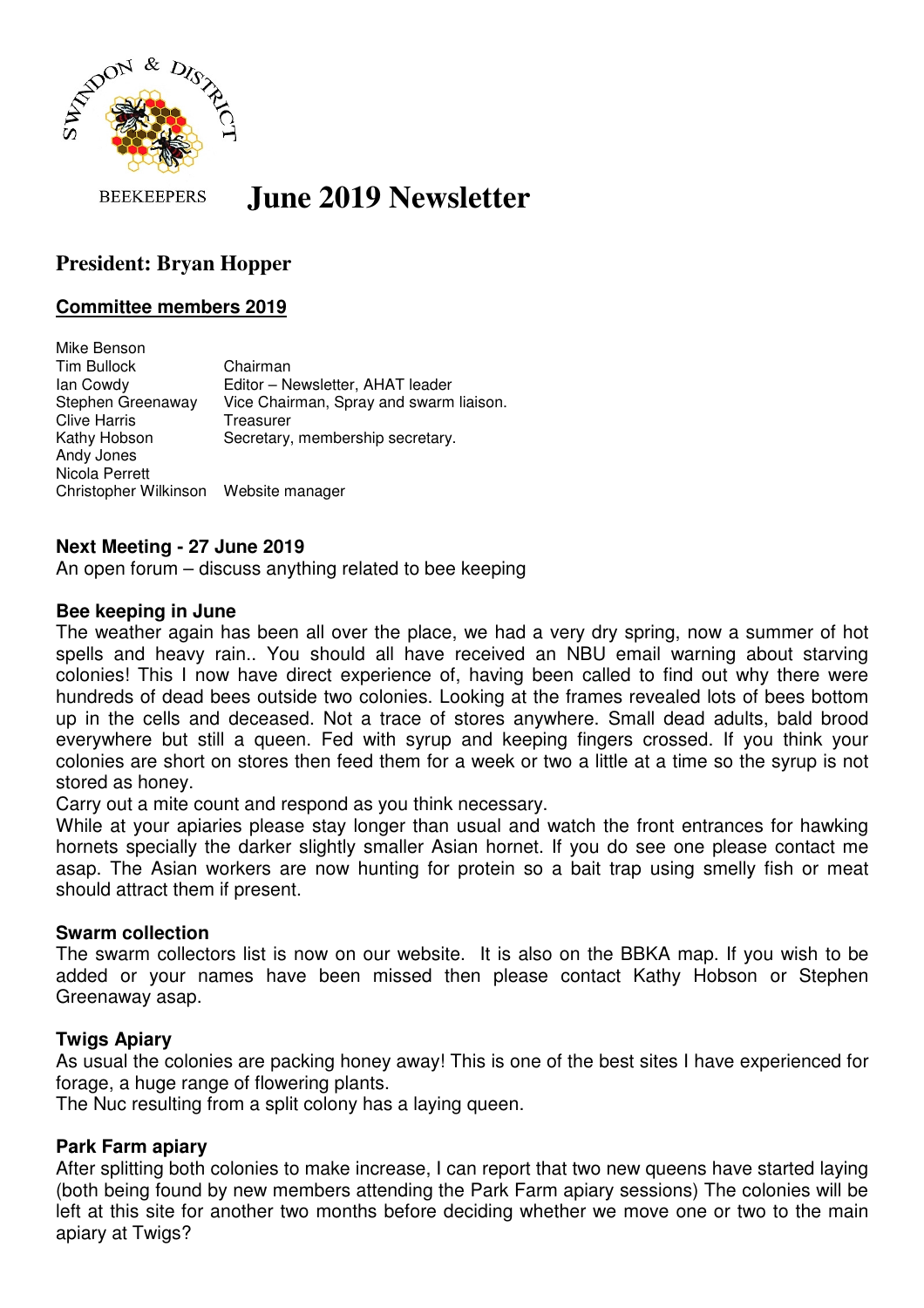SWINDON & DISTRICT BEEKEEPERS

# June 2019 Newsletter

## President: Bryan Hopper

**Committee members 2019**

| | |
|---|---|
| Mike Benson | |
| Tim Bullock | Chairman |
| Ian Cowdy | Editor – Newsletter, AHAT leader |
| Stephen Greenaway | Vice Chairman, Spray and swarm liaison. |
| Clive Harris | Treasurer |
| Kathy Hobson | Secretary, membership secretary. |
| Andy Jones | |
| Nicola Perrett | |
| Christopher Wilkinson | Website manager |

**Next Meeting - 27 June 2019**

An open forum – discuss anything related to bee keeping

**Bee keeping in June**

The weather again has been all over the place, we had a very dry spring, now a summer of hot spells and heavy rain.. You should all have received an NBU email warning about starving colonies! This I now have direct experience of, having been called to find out why there were hundreds of dead bees outside two colonies. Looking at the frames revealed lots of bees bottom up in the cells and deceased. Not a trace of stores anywhere. Small dead adults, bald brood everywhere but still a queen. Fed with syrup and keeping fingers crossed. If you think your colonies are short on stores then feed them for a week or two a little at a time so the syrup is not stored as honey.

Carry out a mite count and respond as you think necessary.

While at your apiaries please stay longer than usual and watch the front entrances for hawking hornets specially the darker slightly smaller Asian hornet. If you do see one please contact me asap. The Asian workers are now hunting for protein so a bait trap using smelly fish or meat should attract them if present.

**Swarm collection**

The swarm collectors list is now on our website. It is also on the BBKA map. If you wish to be added or your names have been missed then please contact Kathy Hobson or Stephen Greenaway asap.

**Twigs Apiary**

As usual the colonies are packing honey away! This is one of the best sites I have experienced for forage, a huge range of flowering plants.

The Nuc resulting from a split colony has a laying queen.

**Park Farm apiary**

After splitting both colonies to make increase, I can report that two new queens have started laying (both being found by new members attending the Park Farm apiary sessions) The colonies will be left at this site for another two months before deciding whether we move one or two to the main apiary at Twigs?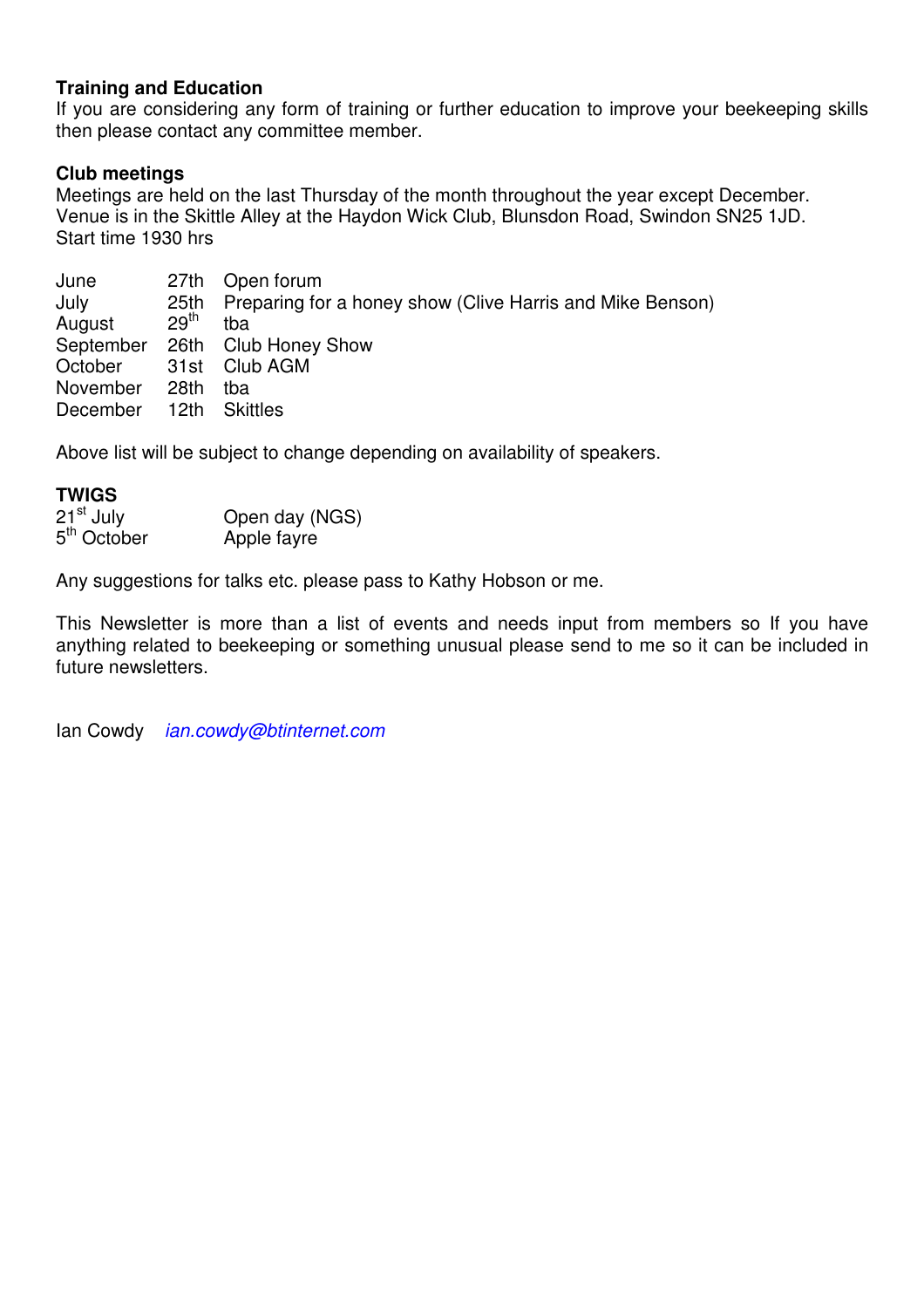**Training and Education**

If you are considering any form of training or further education to improve your beekeeping skills then please contact any committee member.

**Club meetings**

Meetings are held on the last Thursday of the month throughout the year except December.
Venue is in the Skittle Alley at the Haydon Wick Club, Blunsdon Road, Swindon SN25 1JD.
Start time 1930 hrs

| | | |
|---|---|---|
| June | 27th | Open forum |
| July | 25th | Preparing for a honey show (Clive Harris and Mike Benson) |
| August | 29th | tba |
| September | 26th | Club Honey Show |
| October | 31st | Club AGM |
| November | 28th | tba |
| December | 12th | Skittles |

Above list will be subject to change depending on availability of speakers.

**TWIGS**

| | |
|---|---|
| 21st July | Open day (NGS) |
| 5th October | Apple fayre |

Any suggestions for talks etc. please pass to Kathy Hobson or me.

This Newsletter is more than a list of events and needs input from members so If you have anything related to beekeeping or something unusual please send to me so it can be included in future newsletters.

Ian Cowdy *ian.cowdy@btinternet.com*